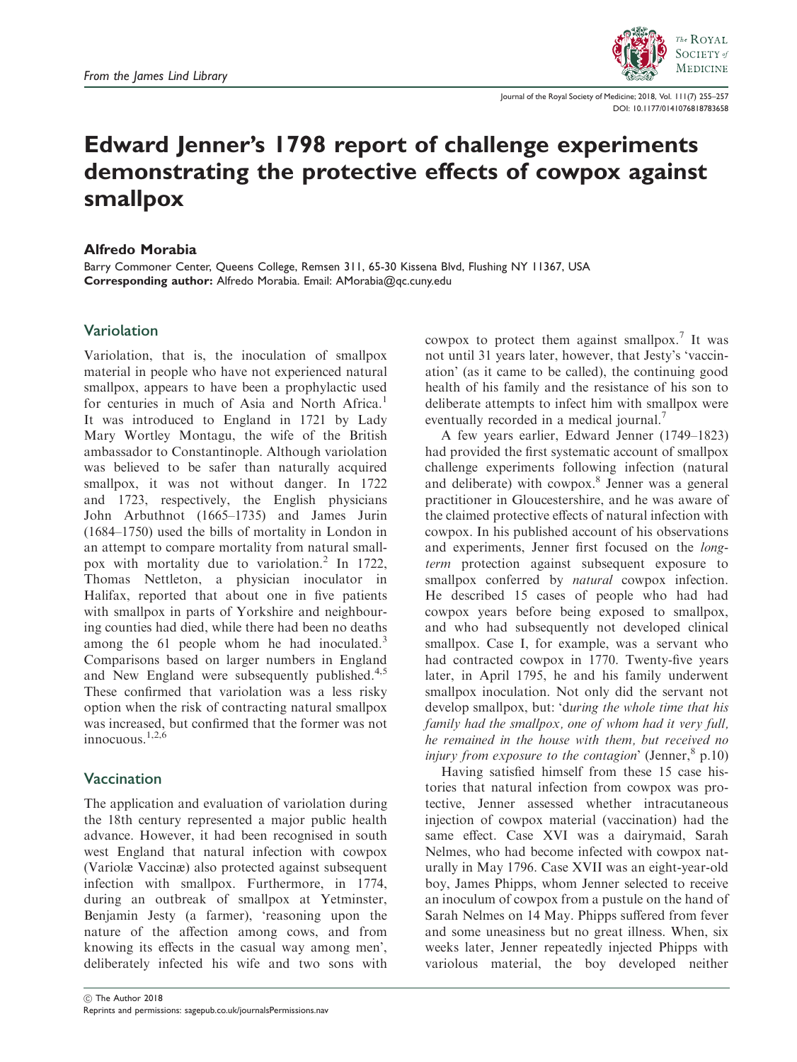# Edward Jenner's 1798 report of challenge experiments demonstrating the protective effects of cowpox against smallpox

**Alfredo Morabia**

Barry Commoner Center, Queens College, Remsen 311, 65-30 Kissena Blvd, Flushing NY 11367, USA
**Corresponding author:** Alfredo Morabia. Email: AMorabia@qc.cuny.edu

## Variolation

Variolation, that is, the inoculation of smallpox material in people who have not experienced natural smallpox, appears to have been a prophylactic used for centuries in much of Asia and North Africa.[1] It was introduced to England in 1721 by Lady Mary Wortley Montagu, the wife of the British ambassador to Constantinople. Although variolation was believed to be safer than naturally acquired smallpox, it was not without danger. In 1722 and 1723, respectively, the English physicians John Arbuthnot (1665–1735) and James Jurin (1684–1750) used the bills of mortality in London in an attempt to compare mortality from natural smallpox with mortality due to variolation.[2] In 1722, Thomas Nettleton, a physician inoculator in Halifax, reported that about one in five patients with smallpox in parts of Yorkshire and neighbouring counties had died, while there had been no deaths among the 61 people whom he had inoculated.[3] Comparisons based on larger numbers in England and New England were subsequently published.[4,5] These confirmed that variolation was a less risky option when the risk of contracting natural smallpox was increased, but confirmed that the former was not innocuous.[1,2,6]

## Vaccination

The application and evaluation of variolation during the 18th century represented a major public health advance. However, it had been recognised in south west England that natural infection with cowpox (Variolæ Vaccinæ) also protected against subsequent infection with smallpox. Furthermore, in 1774, during an outbreak of smallpox at Yetminster, Benjamin Jesty (a farmer), 'reasoning upon the nature of the affection among cows, and from knowing its effects in the casual way among men', deliberately infected his wife and two sons with cowpox to protect them against smallpox.[7] It was not until 31 years later, however, that Jesty's 'vaccination' (as it came to be called), the continuing good health of his family and the resistance of his son to deliberate attempts to infect him with smallpox were eventually recorded in a medical journal.[7]

A few years earlier, Edward Jenner (1749–1823) had provided the first systematic account of smallpox challenge experiments following infection (natural and deliberate) with cowpox.[8] Jenner was a general practitioner in Gloucestershire, and he was aware of the claimed protective effects of natural infection with cowpox. In his published account of his observations and experiments, Jenner first focused on the *long-term* protection against subsequent exposure to smallpox conferred by *natural* cowpox infection. He described 15 cases of people who had had cowpox years before being exposed to smallpox, and who had subsequently not developed clinical smallpox. Case I, for example, was a servant who had contracted cowpox in 1770. Twenty-five years later, in April 1795, he and his family underwent smallpox inoculation. Not only did the servant not develop smallpox, but: 'd*uring the whole time that his family had the smallpox, one of whom had it very full, he remained in the house with them, but received no injury from exposure to the contagion*' (Jenner,[8] p.10)

Having satisfied himself from these 15 case histories that natural infection from cowpox was protective, Jenner assessed whether intracutaneous injection of cowpox material (vaccination) had the same effect. Case XVI was a dairymaid, Sarah Nelmes, who had become infected with cowpox naturally in May 1796. Case XVII was an eight-year-old boy, James Phipps, whom Jenner selected to receive an inoculum of cowpox from a pustule on the hand of Sarah Nelmes on 14 May. Phipps suffered from fever and some uneasiness but no great illness. When, six weeks later, Jenner repeatedly injected Phipps with variolous material, the boy developed neither

© The Author 2018
Reprints and permissions: sagepub.co.uk/journalsPermissions.nav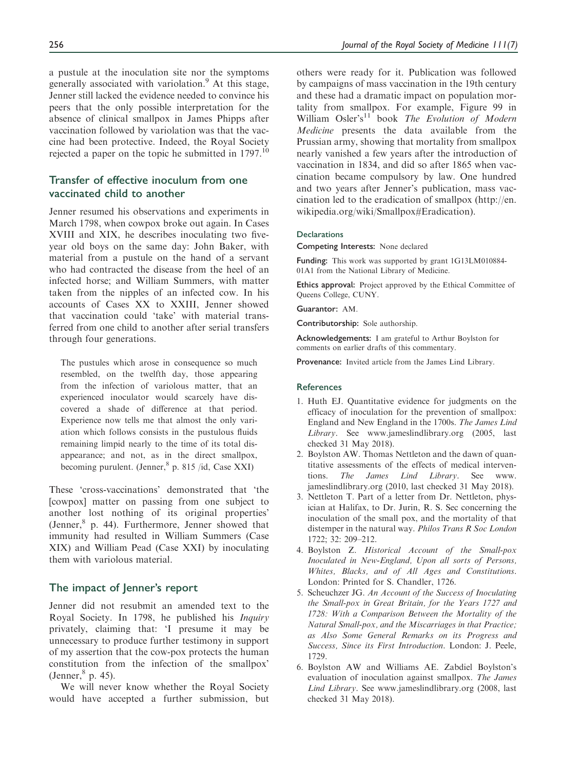a pustule at the inoculation site nor the symptoms generally associated with variolation.[9] At this stage, Jenner still lacked the evidence needed to convince his peers that the only possible interpretation for the absence of clinical smallpox in James Phipps after vaccination followed by variolation was that the vaccine had been protective. Indeed, the Royal Society rejected a paper on the topic he submitted in 1797.[10]

## Transfer of effective inoculum from one vaccinated child to another

Jenner resumed his observations and experiments in March 1798, when cowpox broke out again. In Cases XVIII and XIX, he describes inoculating two five-year old boys on the same day: John Baker, with material from a pustule on the hand of a servant who had contracted the disease from the heel of an infected horse; and William Summers, with matter taken from the nipples of an infected cow. In his accounts of Cases XX to XXIII, Jenner showed that vaccination could 'take' with material transferred from one child to another after serial transfers through four generations.

> The pustules which arose in consequence so much resembled, on the twelfth day, those appearing from the infection of variolous matter, that an experienced inoculator would scarcely have discovered a shade of difference at that period. Experience now tells me that almost the only variation which follows consists in the pustulous fluids remaining limpid nearly to the time of its total disappearance; and not, as in the direct smallpox, becoming purulent. (Jenner,[8] p. 815 /id, Case XXI)

These 'cross-vaccinations' demonstrated that 'the [cowpox] matter on passing from one subject to another lost nothing of its original properties' (Jenner,[8] p. 44). Furthermore, Jenner showed that immunity had resulted in William Summers (Case XIX) and William Pead (Case XXI) by inoculating them with variolous material.

## The impact of Jenner's report

Jenner did not resubmit an amended text to the Royal Society. In 1798, he published his *Inquiry* privately, claiming that: 'I presume it may be unnecessary to produce further testimony in support of my assertion that the cow-pox protects the human constitution from the infection of the smallpox' (Jenner,[8] p. 45).

We will never know whether the Royal Society would have accepted a further submission, but others were ready for it. Publication was followed by campaigns of mass vaccination in the 19th century and these had a dramatic impact on population mortality from smallpox. For example, Figure 99 in William Osler's[11] book *The Evolution of Modern Medicine* presents the data available from the Prussian army, showing that mortality from smallpox nearly vanished a few years after the introduction of vaccination in 1834, and did so after 1865 when vaccination became compulsory by law. One hundred and two years after Jenner's publication, mass vaccination led to the eradication of smallpox (http://en.wikipedia.org/wiki/Smallpox#Eradication).

### Declarations

**Competing Interests:** None declared

**Funding:** This work was supported by grant 1G13LM010884-01A1 from the National Library of Medicine.

**Ethics approval:** Project approved by the Ethical Committee of Queens College, CUNY.

**Guarantor:** AM.

**Contributorship:** Sole authorship.

**Acknowledgements:** I am grateful to Arthur Boylston for comments on earlier drafts of this commentary.

**Provenance:** Invited article from the James Lind Library.

### References

1. Huth EJ. Quantitative evidence for judgments on the efficacy of inoculation for the prevention of smallpox: England and New England in the 1700s. *The James Lind Library*. See www.jameslindlibrary.org (2005, last checked 31 May 2018).
2. Boylston AW. Thomas Nettleton and the dawn of quantitative assessments of the effects of medical interventions. *The James Lind Library*. See www.jameslindlibrary.org (2010, last checked 31 May 2018).
3. Nettleton T. Part of a letter from Dr. Nettleton, physician at Halifax, to Dr. Jurin, R. S. Sec concerning the inoculation of the small pox, and the mortality of that distemper in the natural way. *Philos Trans R Soc London* 1722; 32: 209–212.
4. Boylston Z. *Historical Account of the Small-pox Inoculated in New-England, Upon all sorts of Persons, Whites, Blacks, and of All Ages and Constitutions*. London: Printed for S. Chandler, 1726.
5. Scheuchzer JG. *An Account of the Success of Inoculating the Small-pox in Great Britain, for the Years 1727 and 1728: With a Comparison Between the Mortality of the Natural Small-pox, and the Miscarriages in that Practice; as Also Some General Remarks on its Progress and Success, Since its First Introduction*. London: J. Peele, 1729.
6. Boylston AW and Williams AE. Zabdiel Boylston's evaluation of inoculation against smallpox. *The James Lind Library*. See www.jameslindlibrary.org (2008, last checked 31 May 2018).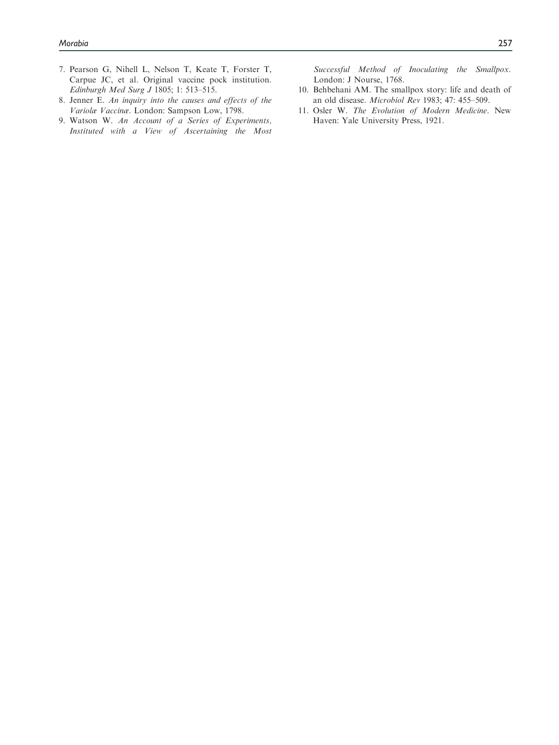7. Pearson G, Nihell L, Nelson T, Keate T, Forster T, Carpue JC, et al. Original vaccine pock institution. *Edinburgh Med Surg J* 1805; 1: 513–515.
8. Jenner E. *An inquiry into the causes and effects of the Variolæ Vaccinæ*. London: Sampson Low, 1798.
9. Watson W. *An Account of a Series of Experiments, Instituted with a View of Ascertaining the Most Successful Method of Inoculating the Smallpox*. London: J Nourse, 1768.
10. Behbehani AM. The smallpox story: life and death of an old disease. *Microbiol Rev* 1983; 47: 455–509.
11. Osler W. *The Evolution of Modern Medicine*. New Haven: Yale University Press, 1921.